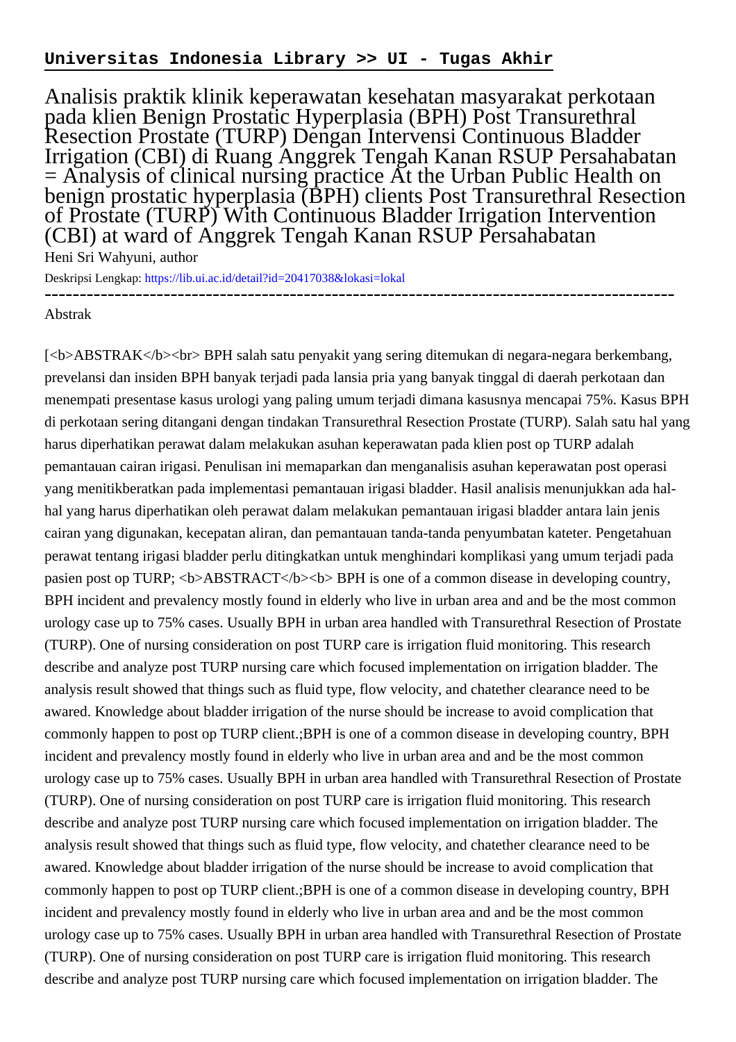**Universitas Indonesia Library >> UI - Tugas Akhir**

# Analisis praktik klinik keperawatan kesehatan masyarakat perkotaan pada klien Benign Prostatic Hyperplasia (BPH) Post Transurethral Resection Prostate (TURP) Dengan Intervensi Continuous Bladder Irrigation (CBI) di Ruang Anggrek Tengah Kanan RSUP Persahabatan = Analysis of clinical nursing practice At the Urban Public Health on benign prostatic hyperplasia (BPH) clients Post Transurethral Resection of Prostate (TURP) With Continuous Bladder Irrigation Intervention (CBI) at ward of Anggrek Tengah Kanan RSUP Persahabatan

Heni Sri Wahyuni, author

Deskripsi Lengkap: https://lib.ui.ac.id/detail?id=20417038&lokasi=lokal

------------------------------------------------------------------------------------------

Abstrak

[<b>ABSTRAK</b><br> BPH salah satu penyakit yang sering ditemukan di negara-negara berkembang, prevelansi dan insiden BPH banyak terjadi pada lansia pria yang banyak tinggal di daerah perkotaan dan menempati presentase kasus urologi yang paling umum terjadi dimana kasusnya mencapai 75%. Kasus BPH di perkotaan sering ditangani dengan tindakan Transurethral Resection Prostate (TURP). Salah satu hal yang harus diperhatikan perawat dalam melakukan asuhan keperawatan pada klien post op TURP adalah pemantauan cairan irigasi. Penulisan ini memaparkan dan menganalisis asuhan keperawatan post operasi yang menitikberatkan pada implementasi pemantauan irigasi bladder. Hasil analisis menunjukkan ada hal-hal yang harus diperhatikan oleh perawat dalam melakukan pemantauan irigasi bladder antara lain jenis cairan yang digunakan, kecepatan aliran, dan pemantauan tanda-tanda penyumbatan kateter. Pengetahuan perawat tentang irigasi bladder perlu ditingkatkan untuk menghindari komplikasi yang umum terjadi pada pasien post op TURP; <b>ABSTRACT</b><b> BPH is one of a common disease in developing country, BPH incident and prevalency mostly found in elderly who live in urban area and and be the most common urology case up to 75% cases. Usually BPH in urban area handled with Transurethral Resection of Prostate (TURP). One of nursing consideration on post TURP care is irrigation fluid monitoring. This research describe and analyze post TURP nursing care which focused implementation on irrigation bladder. The analysis result showed that things such as fluid type, flow velocity, and chatether clearance need to be awared. Knowledge about bladder irrigation of the nurse should be increase to avoid complication that commonly happen to post op TURP client.;BPH is one of a common disease in developing country, BPH incident and prevalency mostly found in elderly who live in urban area and and be the most common urology case up to 75% cases. Usually BPH in urban area handled with Transurethral Resection of Prostate (TURP). One of nursing consideration on post TURP care is irrigation fluid monitoring. This research describe and analyze post TURP nursing care which focused implementation on irrigation bladder. The analysis result showed that things such as fluid type, flow velocity, and chatether clearance need to be awared. Knowledge about bladder irrigation of the nurse should be increase to avoid complication that commonly happen to post op TURP client.;BPH is one of a common disease in developing country, BPH incident and prevalency mostly found in elderly who live in urban area and and be the most common urology case up to 75% cases. Usually BPH in urban area handled with Transurethral Resection of Prostate (TURP). One of nursing consideration on post TURP care is irrigation fluid monitoring. This research describe and analyze post TURP nursing care which focused implementation on irrigation bladder. The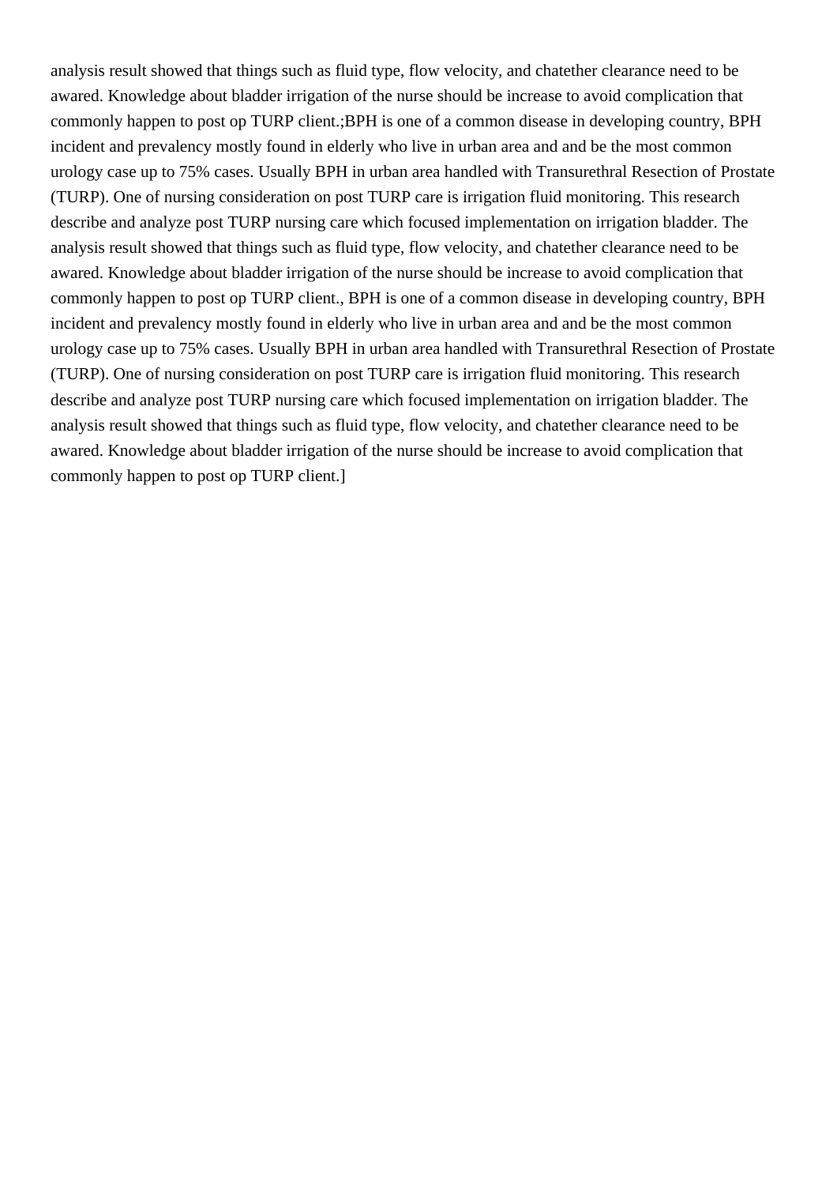analysis result showed that things such as fluid type, flow velocity, and chatether clearance need to be awared. Knowledge about bladder irrigation of the nurse should be increase to avoid complication that commonly happen to post op TURP client.;BPH is one of a common disease in developing country, BPH incident and prevalency mostly found in elderly who live in urban area and and be the most common urology case up to 75% cases. Usually BPH in urban area handled with Transurethral Resection of Prostate (TURP). One of nursing consideration on post TURP care is irrigation fluid monitoring. This research describe and analyze post TURP nursing care which focused implementation on irrigation bladder. The analysis result showed that things such as fluid type, flow velocity, and chatether clearance need to be awared. Knowledge about bladder irrigation of the nurse should be increase to avoid complication that commonly happen to post op TURP client., BPH is one of a common disease in developing country, BPH incident and prevalency mostly found in elderly who live in urban area and and be the most common urology case up to 75% cases. Usually BPH in urban area handled with Transurethral Resection of Prostate (TURP). One of nursing consideration on post TURP care is irrigation fluid monitoring. This research describe and analyze post TURP nursing care which focused implementation on irrigation bladder. The analysis result showed that things such as fluid type, flow velocity, and chatether clearance need to be awared. Knowledge about bladder irrigation of the nurse should be increase to avoid complication that commonly happen to post op TURP client.]